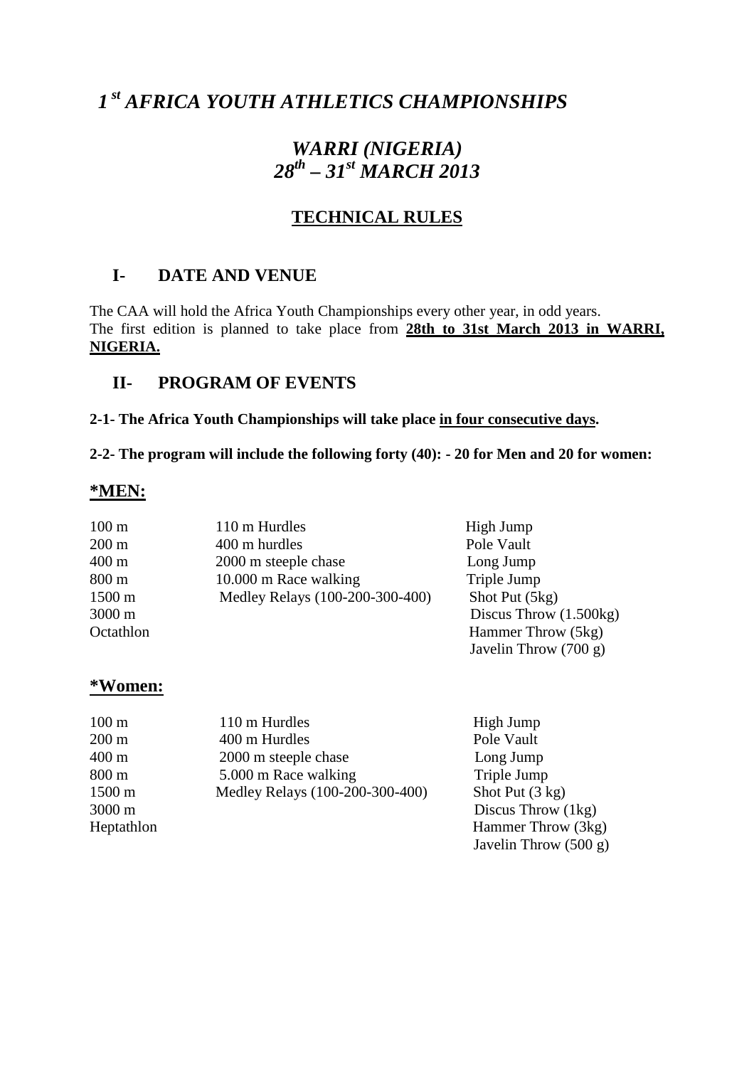# *1[st] AFRICA YOUTH ATHLETICS CHAMPIONSHIPS*

## *WARRI (NIGERIA)*
## *28[th] – 31[st] MARCH 2013*

## TECHNICAL RULES

## I- DATE AND VENUE

The CAA will hold the Africa Youth Championships every other year, in odd years.
The first edition is planned to take place from **28th to 31st March 2013 in WARRI, NIGERIA.**

## II- PROGRAM OF EVENTS

**2-1- The Africa Youth Championships will take place in four consecutive days.**

**2-2- The program will include the following forty (40): - 20 for Men and 20 for women:**

### *MEN:

| | | |
|---|---|---|
| 100 m | 110 m Hurdles | High Jump |
| 200 m | 400 m hurdles | Pole Vault |
| 400 m | 2000 m steeple chase | Long Jump |
| 800 m | 10.000 m Race walking | Triple Jump |
| 1500 m | Medley Relays (100-200-300-400) | Shot Put (5kg) |
| 3000 m | | Discus Throw (1.500kg) |
| Octathlon | | Hammer Throw (5kg) |
| | | Javelin Throw (700 g) |

### *Women:

| | | |
|---|---|---|
| 100 m | 110 m Hurdles | High Jump |
| 200 m | 400 m Hurdles | Pole Vault |
| 400 m | 2000 m steeple chase | Long Jump |
| 800 m | 5.000 m Race walking | Triple Jump |
| 1500 m | Medley Relays (100-200-300-400) | Shot Put (3 kg) |
| 3000 m | | Discus Throw (1kg) |
| Heptathlon | | Hammer Throw (3kg) |
| | | Javelin Throw (500 g) |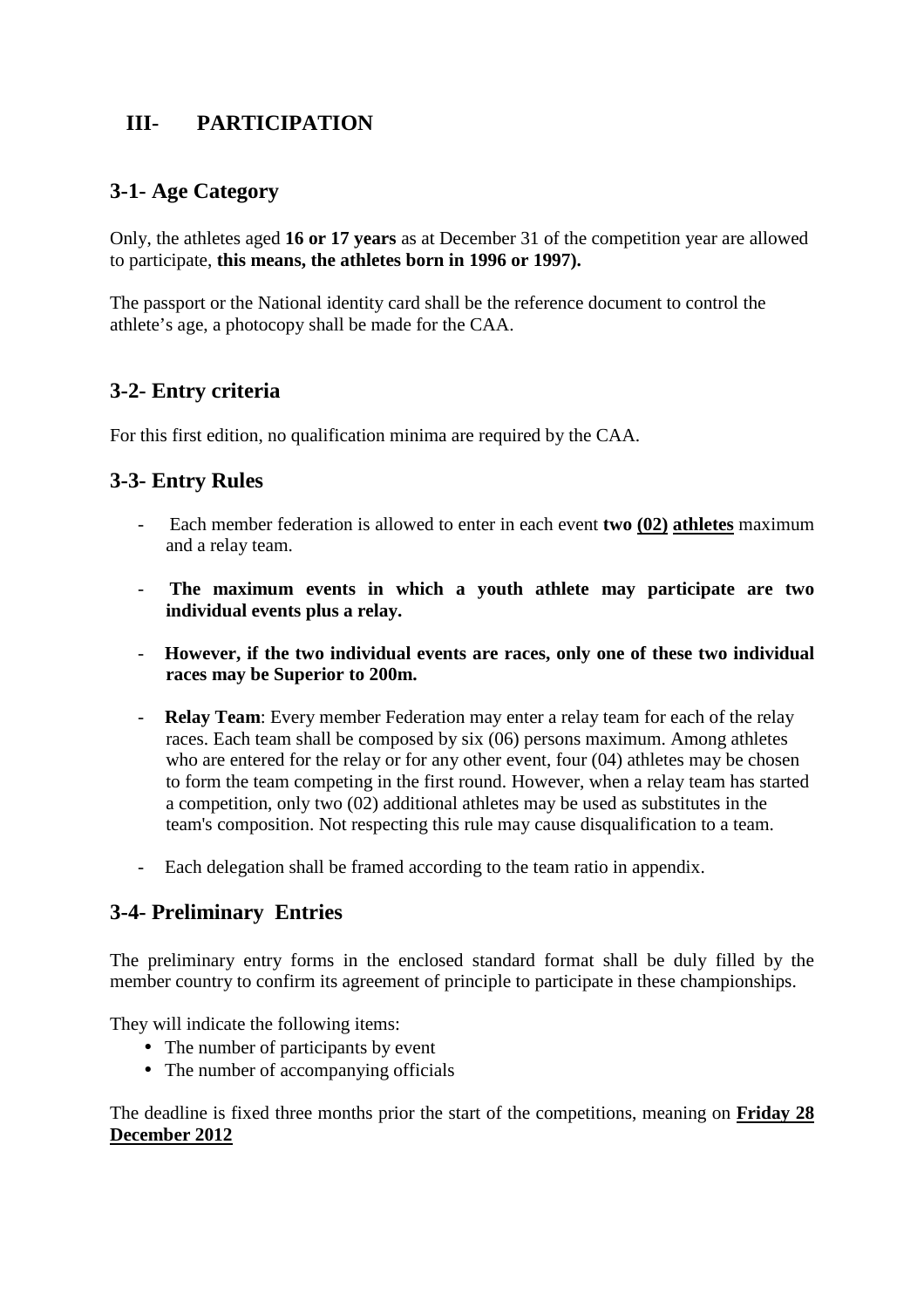# III- PARTICIPATION

## 3-1- Age Category

Only, the athletes aged **16 or 17 years** as at December 31 of the competition year are allowed to participate, **this means, the athletes born in 1996 or 1997).**

The passport or the National identity card shall be the reference document to control the athlete's age, a photocopy shall be made for the CAA.

## 3-2- Entry criteria

For this first edition, no qualification minima are required by the CAA.

## 3-3- Entry Rules

- Each member federation is allowed to enter in each event **two (02) athletes** maximum and a relay team.
- **The maximum events in which a youth athlete may participate are two individual events plus a relay.**
- **However, if the two individual events are races, only one of these two individual races may be Superior to 200m.**
- **Relay Team**: Every member Federation may enter a relay team for each of the relay races. Each team shall be composed by six (06) persons maximum. Among athletes who are entered for the relay or for any other event, four (04) athletes may be chosen to form the team competing in the first round. However, when a relay team has started a competition, only two (02) additional athletes may be used as substitutes in the team's composition. Not respecting this rule may cause disqualification to a team.
- Each delegation shall be framed according to the team ratio in appendix.

## 3-4- Preliminary Entries

The preliminary entry forms in the enclosed standard format shall be duly filled by the member country to confirm its agreement of principle to participate in these championships.

They will indicate the following items:

- The number of participants by event
- The number of accompanying officials

The deadline is fixed three months prior the start of the competitions, meaning on **Friday 28 December 2012**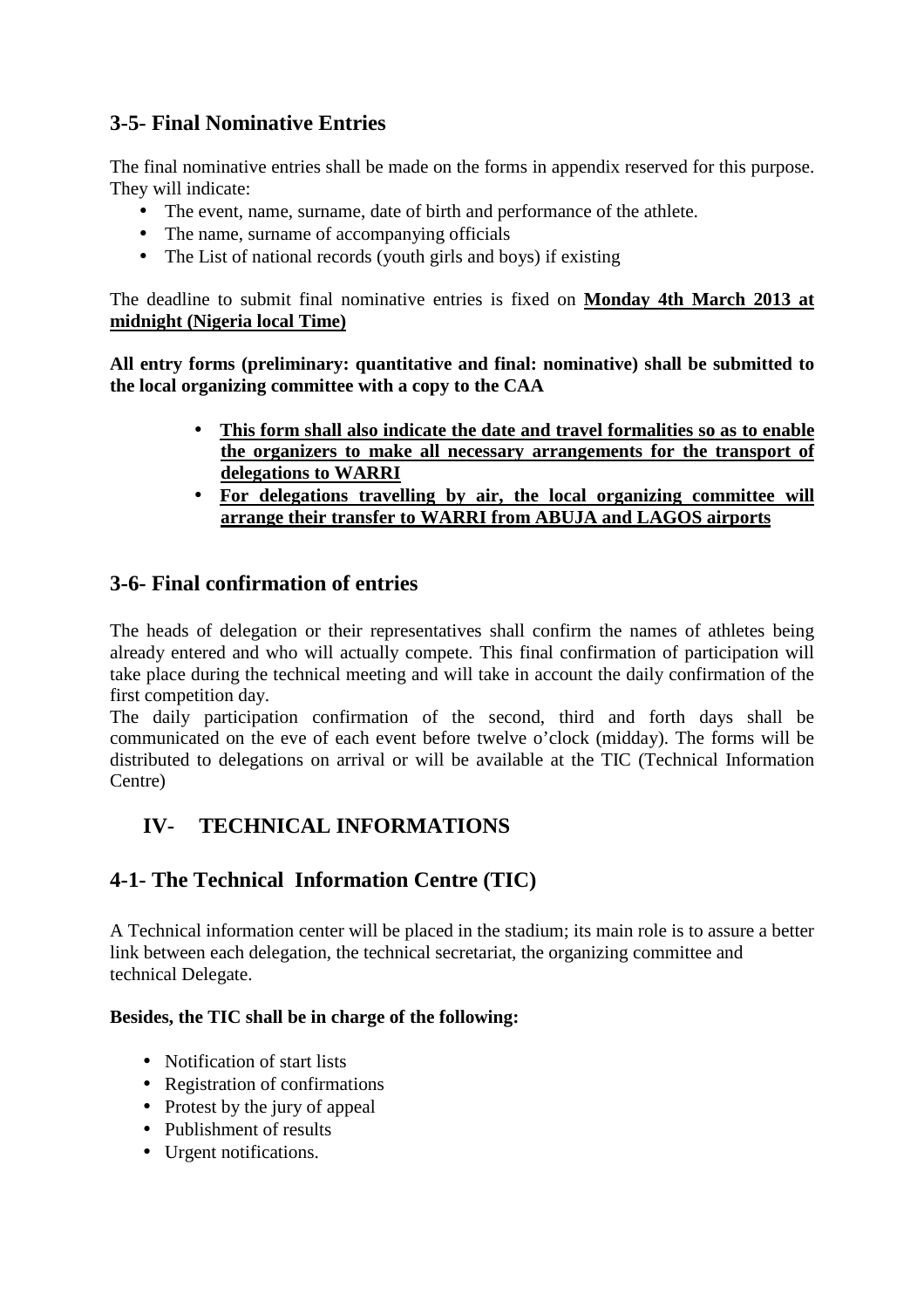## 3-5- Final Nominative Entries

The final nominative entries shall be made on the forms in appendix reserved for this purpose. They will indicate:

- The event, name, surname, date of birth and performance of the athlete.
- The name, surname of accompanying officials
- The List of national records (youth girls and boys) if existing

The deadline to submit final nominative entries is fixed on **Monday 4th March 2013 at midnight (Nigeria local Time)**

**All entry forms (preliminary: quantitative and final: nominative) shall be submitted to the local organizing committee with a copy to the CAA**

- **This form shall also indicate the date and travel formalities so as to enable the organizers to make all necessary arrangements for the transport of delegations to WARRI**
- **For delegations travelling by air, the local organizing committee will arrange their transfer to WARRI from ABUJA and LAGOS airports**

## 3-6- Final confirmation of entries

The heads of delegation or their representatives shall confirm the names of athletes being already entered and who will actually compete. This final confirmation of participation will take place during the technical meeting and will take in account the daily confirmation of the first competition day.

The daily participation confirmation of the second, third and forth days shall be communicated on the eve of each event before twelve o'clock (midday). The forms will be distributed to delegations on arrival or will be available at the TIC (Technical Information Centre)

# IV- TECHNICAL INFORMATIONS

## 4-1- The Technical Information Centre (TIC)

A Technical information center will be placed in the stadium; its main role is to assure a better link between each delegation, the technical secretariat, the organizing committee and technical Delegate.

**Besides, the TIC shall be in charge of the following:**

- Notification of start lists
- Registration of confirmations
- Protest by the jury of appeal
- Publishment of results
- Urgent notifications.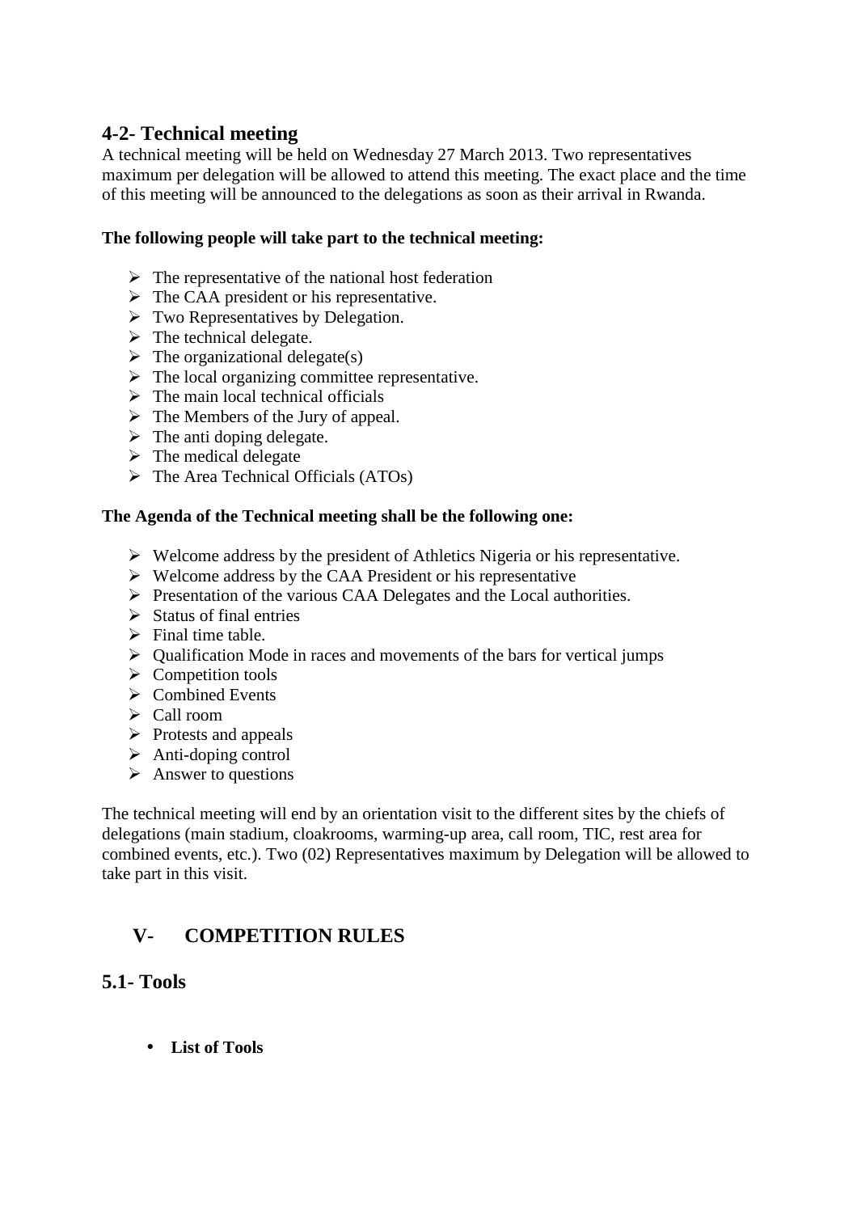## 4-2- Technical meeting

A technical meeting will be held on Wednesday 27 March 2013. Two representatives maximum per delegation will be allowed to attend this meeting. The exact place and the time of this meeting will be announced to the delegations as soon as their arrival in Rwanda.

**The following people will take part to the technical meeting:**

- The representative of the national host federation
- The CAA president or his representative.
- Two Representatives by Delegation.
- The technical delegate.
- The organizational delegate(s)
- The local organizing committee representative.
- The main local technical officials
- The Members of the Jury of appeal.
- The anti doping delegate.
- The medical delegate
- The Area Technical Officials (ATOs)

**The Agenda of the Technical meeting shall be the following one:**

- Welcome address by the president of Athletics Nigeria or his representative.
- Welcome address by the CAA President or his representative
- Presentation of the various CAA Delegates and the Local authorities.
- Status of final entries
- Final time table.
- Qualification Mode in races and movements of the bars for vertical jumps
- Competition tools
- Combined Events
- Call room
- Protests and appeals
- Anti-doping control
- Answer to questions

The technical meeting will end by an orientation visit to the different sites by the chiefs of delegations (main stadium, cloakrooms, warming-up area, call room, TIC, rest area for combined events, etc.). Two (02) Representatives maximum by Delegation will be allowed to take part in this visit.

# V- COMPETITION RULES

## 5.1- Tools

- **List of Tools**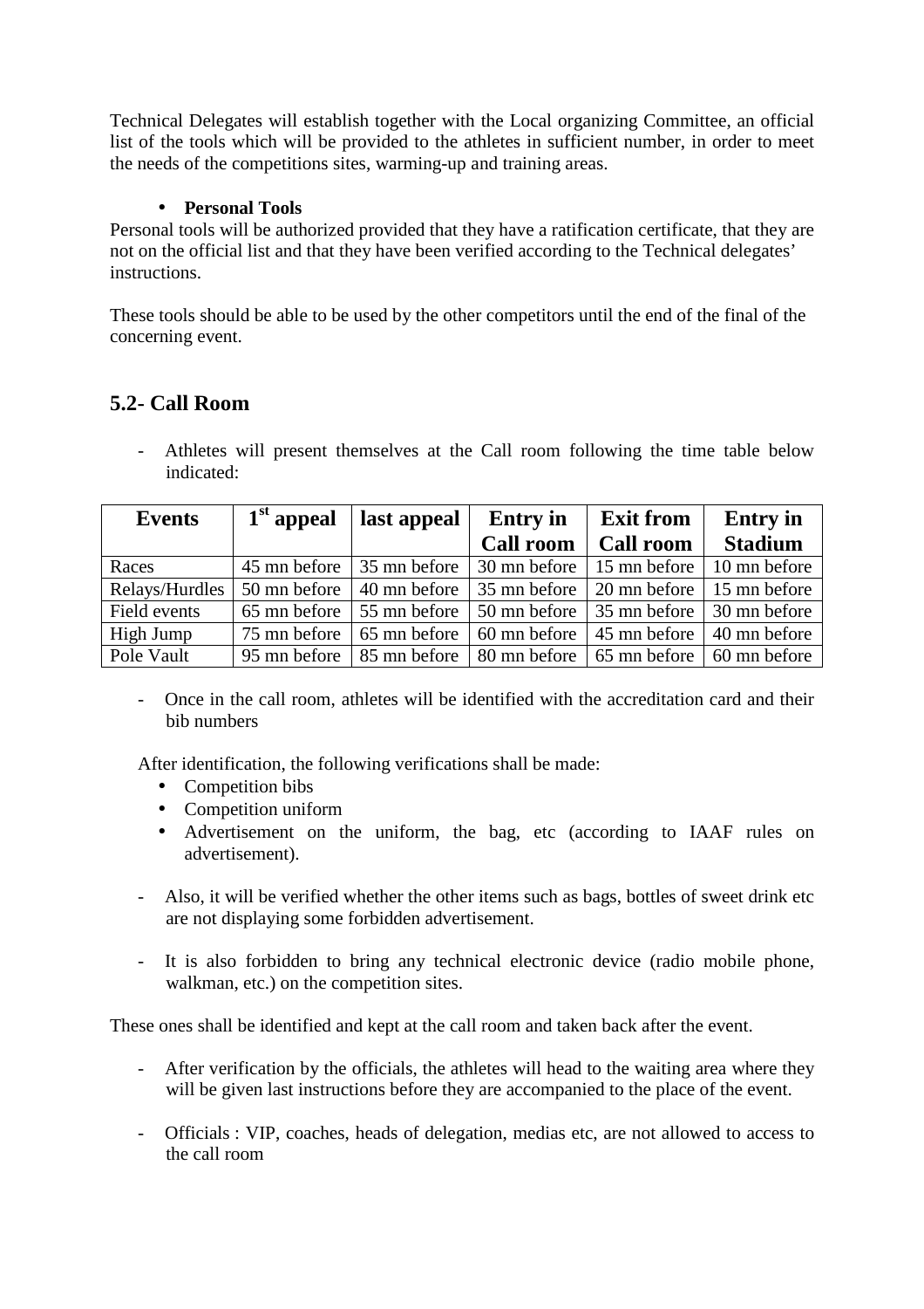Technical Delegates will establish together with the Local organizing Committee, an official list of the tools which will be provided to the athletes in sufficient number, in order to meet the needs of the competitions sites, warming-up and training areas.

- **Personal Tools**

Personal tools will be authorized provided that they have a ratification certificate, that they are not on the official list and that they have been verified according to the Technical delegates' instructions.

These tools should be able to be used by the other competitors until the end of the final of the concerning event.

## 5.2- Call Room

- Athletes will present themselves at the Call room following the time table below indicated:

| Events | 1st appeal | last appeal | Entry in Call room | Exit from Call room | Entry in Stadium |
|---|---|---|---|---|---|
| Races | 45 mn before | 35 mn before | 30 mn before | 15 mn before | 10 mn before |
| Relays/Hurdles | 50 mn before | 40 mn before | 35 mn before | 20 mn before | 15 mn before |
| Field events | 65 mn before | 55 mn before | 50 mn before | 35 mn before | 30 mn before |
| High Jump | 75 mn before | 65 mn before | 60 mn before | 45 mn before | 40 mn before |
| Pole Vault | 95 mn before | 85 mn before | 80 mn before | 65 mn before | 60 mn before |

- Once in the call room, athletes will be identified with the accreditation card and their bib numbers

After identification, the following verifications shall be made:

- Competition bibs
- Competition uniform
- Advertisement on the uniform, the bag, etc (according to IAAF rules on advertisement).

- Also, it will be verified whether the other items such as bags, bottles of sweet drink etc are not displaying some forbidden advertisement.

- It is also forbidden to bring any technical electronic device (radio mobile phone, walkman, etc.) on the competition sites.

These ones shall be identified and kept at the call room and taken back after the event.

- After verification by the officials, the athletes will head to the waiting area where they will be given last instructions before they are accompanied to the place of the event.

- Officials : VIP, coaches, heads of delegation, medias etc, are not allowed to access to the call room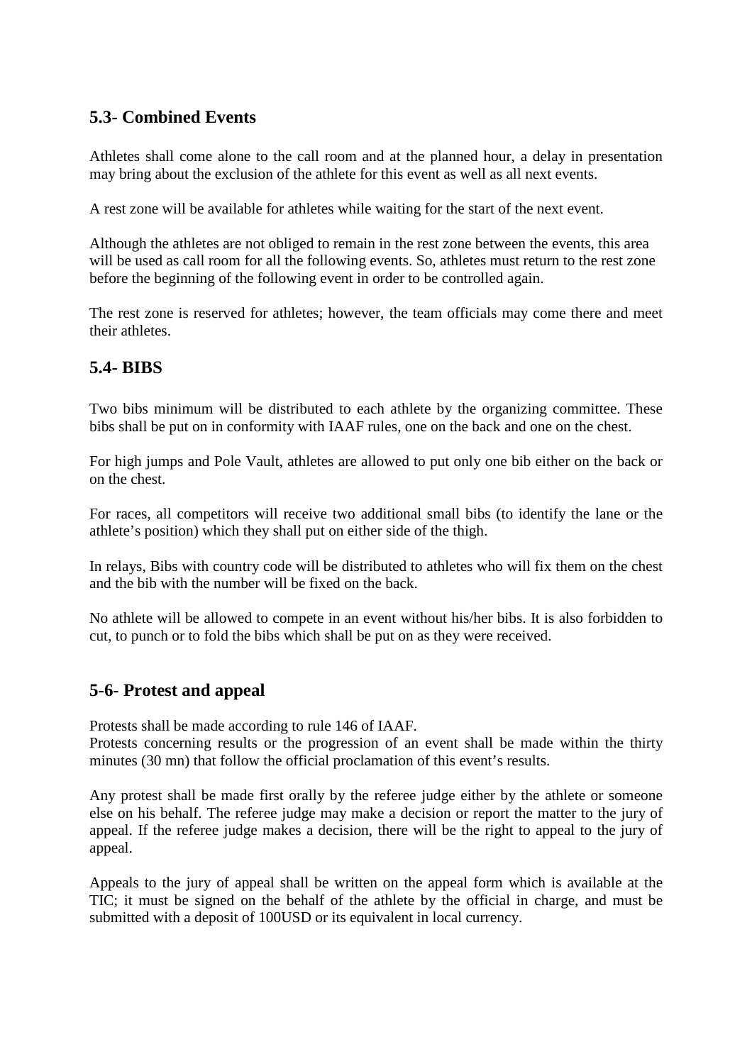## 5.3- Combined Events

Athletes shall come alone to the call room and at the planned hour, a delay in presentation may bring about the exclusion of the athlete for this event as well as all next events.

A rest zone will be available for athletes while waiting for the start of the next event.

Although the athletes are not obliged to remain in the rest zone between the events, this area will be used as call room for all the following events. So, athletes must return to the rest zone before the beginning of the following event in order to be controlled again.

The rest zone is reserved for athletes; however, the team officials may come there and meet their athletes.

## 5.4- BIBS

Two bibs minimum will be distributed to each athlete by the organizing committee. These bibs shall be put on in conformity with IAAF rules, one on the back and one on the chest.

For high jumps and Pole Vault, athletes are allowed to put only one bib either on the back or on the chest.

For races, all competitors will receive two additional small bibs (to identify the lane or the athlete's position) which they shall put on either side of the thigh.

In relays, Bibs with country code will be distributed to athletes who will fix them on the chest and the bib with the number will be fixed on the back.

No athlete will be allowed to compete in an event without his/her bibs. It is also forbidden to cut, to punch or to fold the bibs which shall be put on as they were received.

## 5-6- Protest and appeal

Protests shall be made according to rule 146 of IAAF.
Protests concerning results or the progression of an event shall be made within the thirty minutes (30 mn) that follow the official proclamation of this event's results.

Any protest shall be made first orally by the referee judge either by the athlete or someone else on his behalf. The referee judge may make a decision or report the matter to the jury of appeal. If the referee judge makes a decision, there will be the right to appeal to the jury of appeal.

Appeals to the jury of appeal shall be written on the appeal form which is available at the TIC; it must be signed on the behalf of the athlete by the official in charge, and must be submitted with a deposit of 100USD or its equivalent in local currency.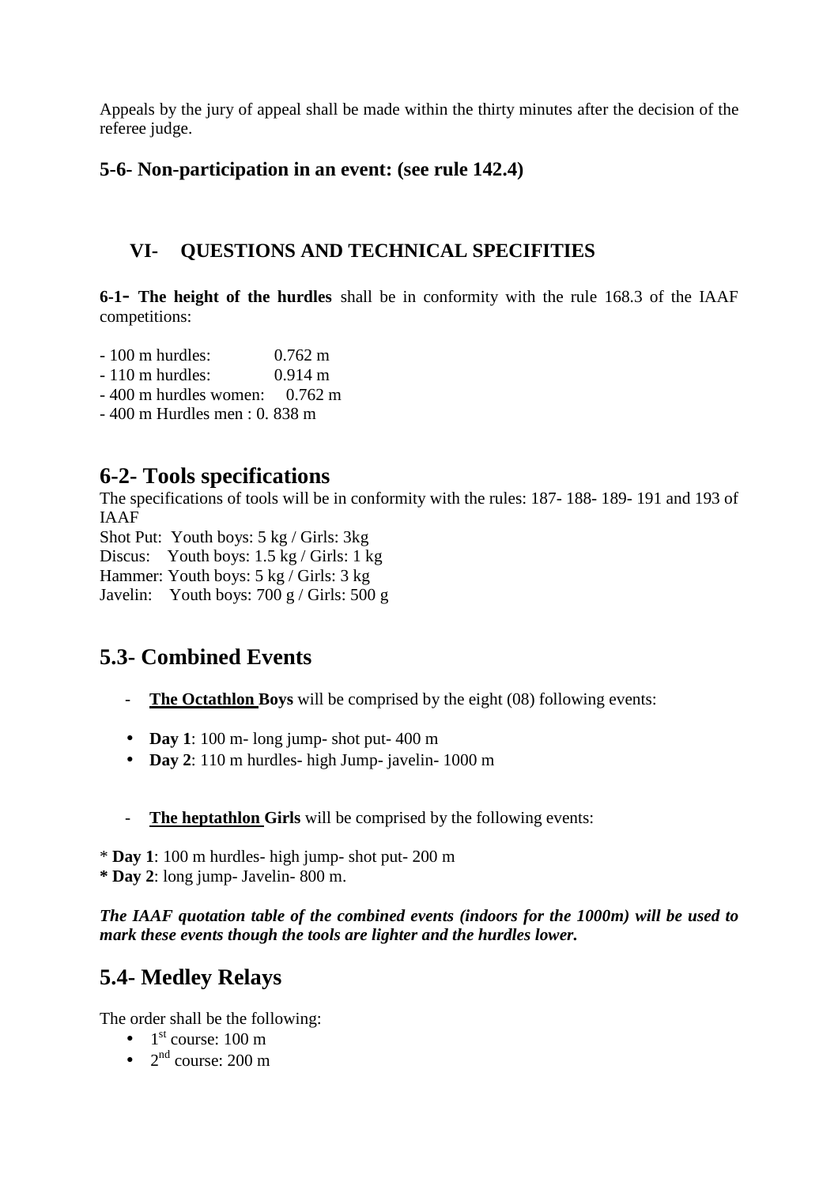Appeals by the jury of appeal shall be made within the thirty minutes after the decision of the referee judge.

### 5-6- Non-participation in an event: (see rule 142.4)

## VI- QUESTIONS AND TECHNICAL SPECIFITIES

**6-1- The height of the hurdles** shall be in conformity with the rule 168.3 of the IAAF competitions:

- 100 m hurdles: 0.762 m
- 110 m hurdles: 0.914 m
- 400 m hurdles women: 0.762 m
- 400 m Hurdles men : 0. 838 m

## 6-2- Tools specifications

The specifications of tools will be in conformity with the rules: 187- 188- 189- 191 and 193 of IAAF

Shot Put: Youth boys: 5 kg / Girls: 3kg
Discus: Youth boys: 1.5 kg / Girls: 1 kg
Hammer: Youth boys: 5 kg / Girls: 3 kg
Javelin: Youth boys: 700 g / Girls: 500 g

## 5.3- Combined Events

- **The Octathlon Boys** will be comprised by the eight (08) following events:

- **Day 1**: 100 m- long jump- shot put- 400 m
- **Day 2**: 110 m hurdles- high Jump- javelin- 1000 m

- **The heptathlon Girls** will be comprised by the following events:

* **Day 1**: 100 m hurdles- high jump- shot put- 200 m
* **Day 2**: long jump- Javelin- 800 m.

***The IAAF quotation table of the combined events (indoors for the 1000m) will be used to mark these events though the tools are lighter and the hurdles lower.***

## 5.4- Medley Relays

The order shall be the following:

- 1st course: 100 m
- 2nd course: 200 m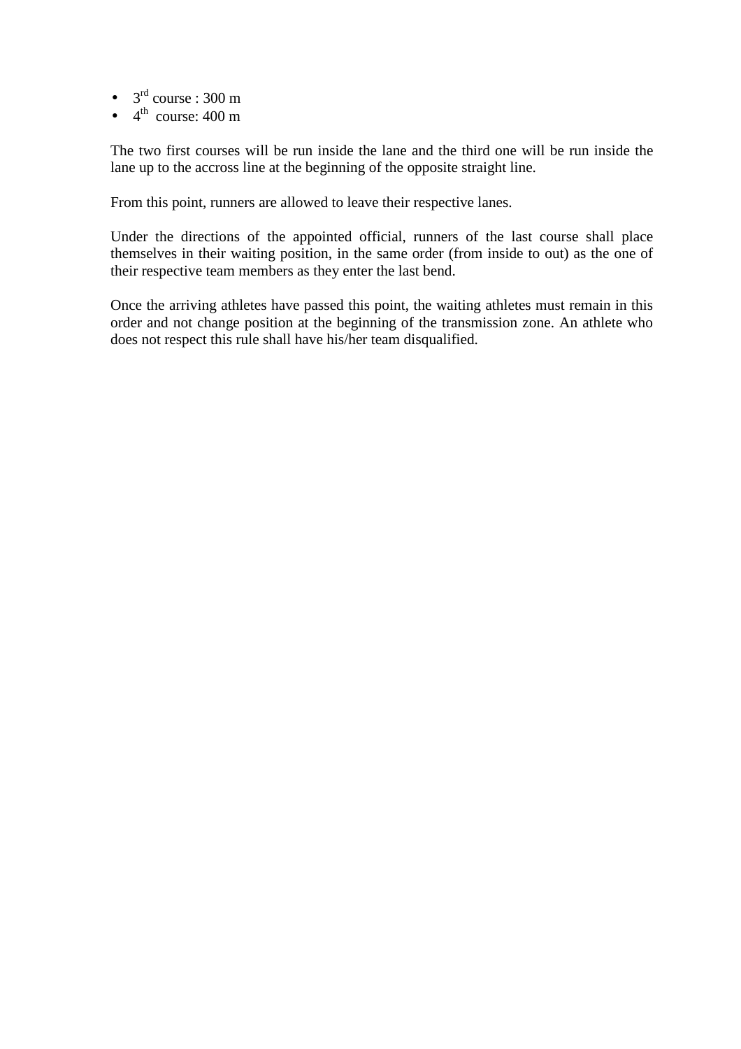- 3rd course : 300 m
- 4th  course: 400 m

The two first courses will be run inside the lane and the third one will be run inside the lane up to the accross line at the beginning of the opposite straight line.

From this point, runners are allowed to leave their respective lanes.

Under the directions of the appointed official, runners of the last course shall place themselves in their waiting position, in the same order (from inside to out) as the one of their respective team members as they enter the last bend.

Once the arriving athletes have passed this point, the waiting athletes must remain in this order and not change position at the beginning of the transmission zone. An athlete who does not respect this rule shall have his/her team disqualified.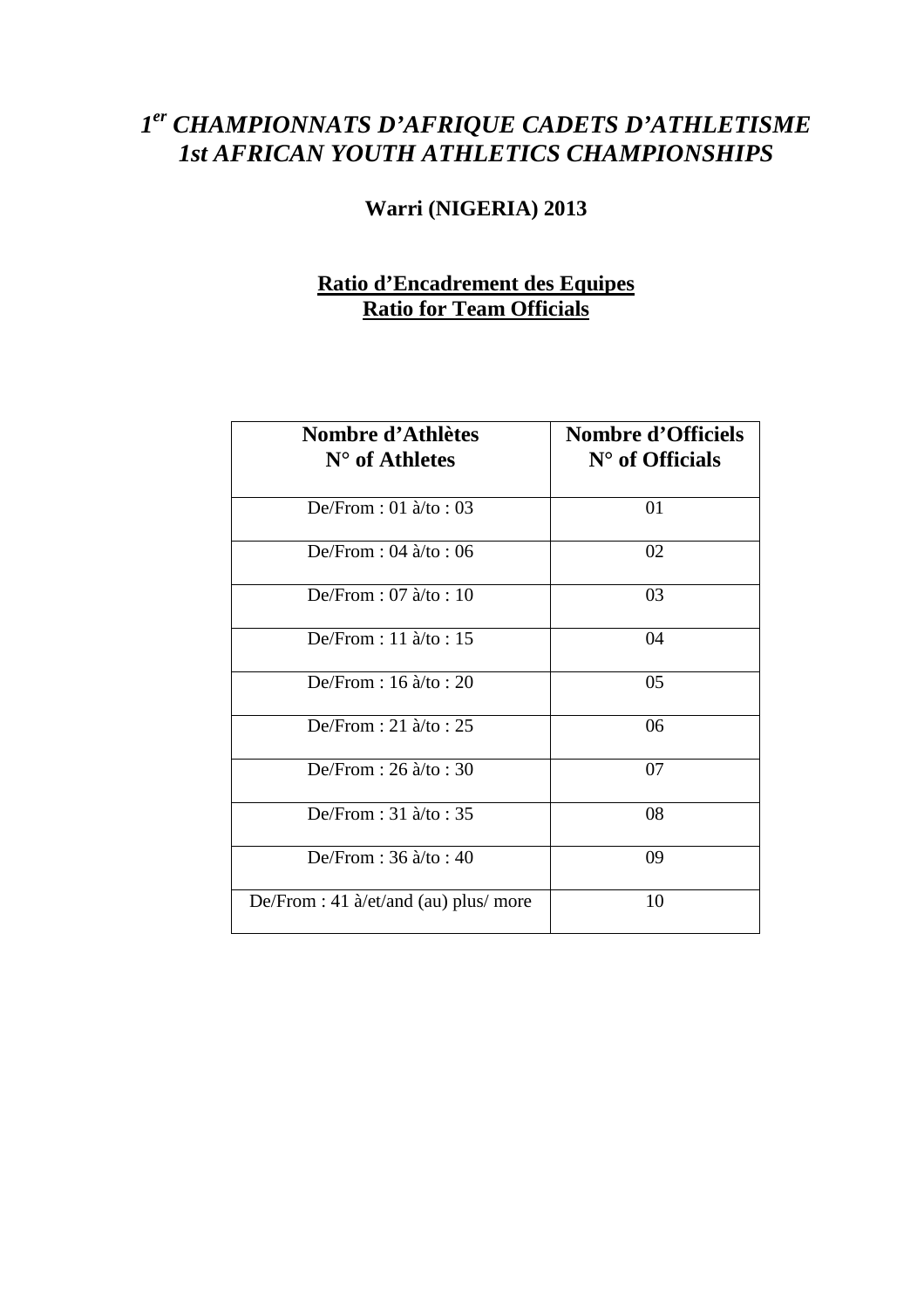# *1^er CHAMPIONNATS D'AFRIQUE CADETS D'ATHLETISME*
# *1st AFRICAN YOUTH ATHLETICS CHAMPIONSHIPS*

## Warri (NIGERIA) 2013

### <u>Ratio d'Encadrement des Equipes</u>
### <u>Ratio for Team Officials</u>

| **Nombre d'Athlètes**<br>**N° of Athletes** | **Nombre d'Officiels**<br>**N° of Officials** |
|---|---|
| De/From : 01 à/to : 03 | 01 |
| De/From : 04 à/to : 06 | 02 |
| De/From : 07 à/to : 10 | 03 |
| De/From : 11 à/to : 15 | 04 |
| De/From : 16 à/to : 20 | 05 |
| De/From : 21 à/to : 25 | 06 |
| De/From : 26 à/to : 30 | 07 |
| De/From : 31 à/to : 35 | 08 |
| De/From : 36 à/to : 40 | 09 |
| De/From : 41 à/et/and (au) plus/ more | 10 |